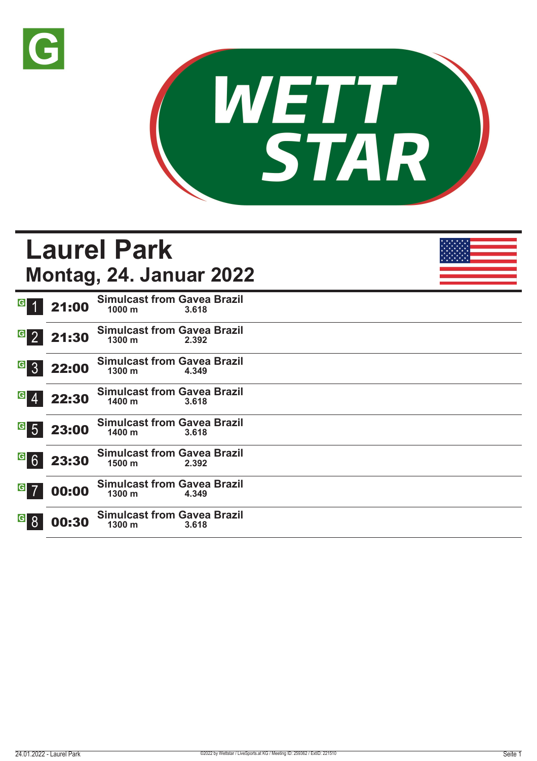# Laurel Park

## Montag, 24. Januar 2022

| Rennen | Zeit | Rennen | Distanz | Preisgeld |
|---|---|---|---|---|
| 1 | 21:00 | Simulcast from Gavea Brazil | 1000 m | 3.618 |
| 2 | 21:30 | Simulcast from Gavea Brazil | 1300 m | 2.392 |
| 3 | 22:00 | Simulcast from Gavea Brazil | 1300 m | 4.349 |
| 4 | 22:30 | Simulcast from Gavea Brazil | 1400 m | 3.618 |
| 5 | 23:00 | Simulcast from Gavea Brazil | 1400 m | 3.618 |
| 6 | 23:30 | Simulcast from Gavea Brazil | 1500 m | 2.392 |
| 7 | 00:00 | Simulcast from Gavea Brazil | 1300 m | 4.349 |
| 8 | 00:30 | Simulcast from Gavea Brazil | 1300 m | 3.618 |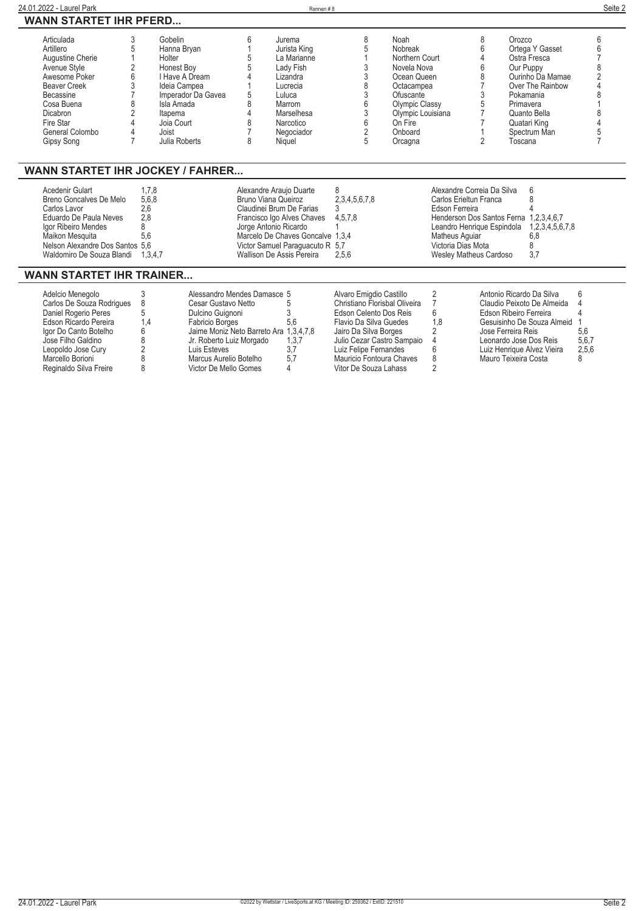## WANN STARTET IHR PFERD...

| Pferd | Rennen | Pferd | Rennen | Pferd | Rennen | Pferd | Rennen | Pferd | Rennen |
|---|---|---|---|---|---|---|---|---|---|
| Articulada | 3 | Gobelin | 6 | Jurema | 8 | Noah | 8 | Orozco | 6 |
| Artillero | 5 | Hanna Bryan | 1 | Jurista King | 5 | Nobreak | 6 | Ortega Y Gasset | 6 |
| Augustine Cherie | 1 | Holter | 5 | La Marianne | 1 | Northern Court | 4 | Ostra Fresca | 7 |
| Avenue Style | 2 | Honest Boy | 5 | Lady Fish | 3 | Novela Nova | 6 | Our Puppy | 8 |
| Awesome Poker | 6 | I Have A Dream | 4 | Lizandra | 3 | Ocean Queen | 8 | Ourinho Da Mamae | 2 |
| Beaver Creek | 3 | Ideia Campea | 1 | Lucrecia | 8 | Octacampea | 7 | Over The Rainbow | 4 |
| Becassine | 7 | Imperador Da Gavea | 5 | Luluca | 3 | Ofuscante | 3 | Pokamania | 8 |
| Cosa Buena | 8 | Isla Amada | 8 | Marrom | 6 | Olympic Classy | 5 | Primavera | 1 |
| Dicabron | 2 | Itapema | 4 | Marselhesa | 3 | Olympic Louisiana | 7 | Quanto Bella | 8 |
| Fire Star | 4 | Joia Court | 8 | Narcotico | 6 | On Fire | 7 | Quatari King | 4 |
| General Colombo | 4 | Joist | 7 | Negociador | 2 | Onboard | 1 | Spectrum Man | 5 |
| Gipsy Song | 7 | Julia Roberts | 8 | Niquel | 5 | Orcagna | 2 | Toscana | 7 |

## WANN STARTET IHR JOCKEY / FAHRER...

| Jockey | Rennen | Jockey | Rennen | Jockey | Rennen |
|---|---|---|---|---|---|
| Acedenir Gulart | 1,7,8 | Alexandre Araujo Duarte | 8 | Alexandre Correia Da Silva | 6 |
| Breno Goncalves De Melo | 5,6,8 | Bruno Viana Queiroz | 2,3,4,5,6,7,8 | Carlos Erieltun Franca | 8 |
| Carlos Lavor | 2,6 | Claudinei Brum De Farias | 3 | Edson Ferreira | 4 |
| Eduardo De Paula Neves | 2,8 | Francisco Igo Alves Chaves | 4,5,7,8 | Henderson Dos Santos Ferna | 1,2,3,4,6,7 |
| Igor Ribeiro Mendes | 8 | Jorge Antonio Ricardo | 1 | Leandro Henrique Espindola | 1,2,3,4,5,6,7,8 |
| Maikon Mesquita | 5,6 | Marcelo De Chaves Goncalve | 1,3,4 | Matheus Aguiar | 6,8 |
| Nelson Alexandre Dos Santos | 5,6 | Victor Samuel Paraguacuto R | 5,7 | Victoria Dias Mota | 8 |
| Waldomiro De Souza Blandi | 1,3,4,7 | Wallison De Assis Pereira | 2,5,6 | Wesley Matheus Cardoso | 3,7 |

## WANN STARTET IHR TRAINER...

| Trainer | Rennen | Trainer | Rennen | Trainer | Rennen | Trainer | Rennen |
|---|---|---|---|---|---|---|---|
| Adelcio Menegolo | 3 | Alessandro Mendes Damasce | 5 | Alvaro Emigdio Castillo | 2 | Antonio Ricardo Da Silva | 6 |
| Carlos De Souza Rodrigues | 8 | Cesar Gustavo Netto | 5 | Christiano Florisbal Oliveira | 7 | Claudio Peixoto De Almeida | 4 |
| Daniel Rogerio Peres | 5 | Dulcino Guignoni | 3 | Edson Celento Dos Reis | 6 | Edson Ribeiro Ferreira | 4 |
| Edson Ricardo Pereira | 1,4 | Fabricio Borges | 5,6 | Flavio Da Silva Guedes | 1,8 | Gesuisinho De Souza Almeid | 1 |
| Igor Do Canto Botelho | 6 | Jaime Moniz Neto Barreto Ara | 1,3,4,7,8 | Jairo Da Silva Borges | 2 | Jose Ferreira Reis | 5,6 |
| Jose Filho Galdino | 8 | Jr. Roberto Luiz Morgado | 1,3,7 | Julio Cezar Castro Sampaio | 4 | Leonardo Jose Dos Reis | 5,6,7 |
| Leopoldo Jose Cury | 2 | Luis Esteves | 3,7 | Luiz Felipe Fernandes | 6 | Luiz Henrique Alvez Vieira | 2,5,6 |
| Marcello Borioni | 8 | Marcus Aurelio Botelho | 5,7 | Mauricio Fontoura Chaves | 8 | Mauro Teixeira Costa | 8 |
| Reginaldo Silva Freire | 8 | Victor De Mello Gomes | 4 | Vitor De Souza Lahass | 2 | | |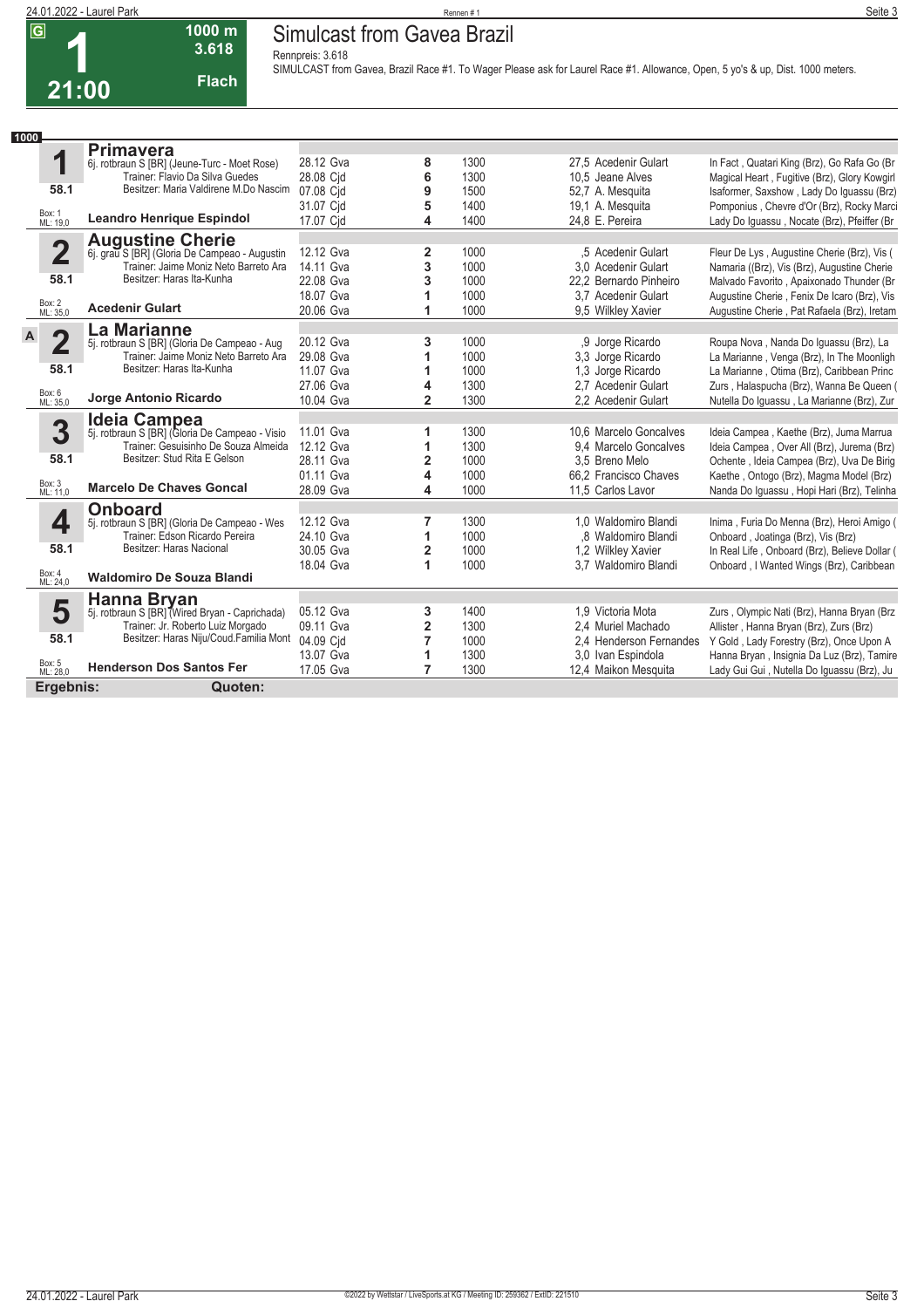**G**

# 1

**21:00**

**1000 m**
**3.618**
**Flach**

## Simulcast from Gavea Brazil

Rennpreis: 3.618

SIMULCAST from Gavea, Brazil Race #1. To Wager Please ask for Laurel Race #1. Allowance, Open, 5 yo's & up, Dist. 1000 meters.

**1000**

| Nr. | Pferd | Datum | Platz | Distanz | Quote / Reiter | Einlauf |
|---|---|---|---|---|---|---|
| **1** | **Primavera** | 28.12 Gva | 8 | 1300 | 27,5 Acedenir Gulart | In Fact , Quatari King (Brz), Go Rafa Go (Br |
| | 6j. rotbraun S [BR] (Jeune-Turc - Moet Rose) | 28.08 Cjd | 6 | 1300 | 10,5 Jeane Alves | Magical Heart , Fugitive (Brz), Glory Kowgirl |
| 58.1 | Trainer: Flavio Da Silva Guedes / Besitzer: Maria Valdirene M.Do Nascim | 07.08 Cjd | 9 | 1500 | 52,7 A. Mesquita | Isaformer, Saxshow , Lady Do Iguassu (Brz) |
| Box: 1 ML: 19,0 | | 31.07 Cjd | 5 | 1400 | 19,1 A. Mesquita | Pomponius , Chevre d'Or (Brz), Rocky Marci |
| | **Leandro Henrique Espindol** | 17.07 Cjd | 4 | 1400 | 24,8 E. Pereira | Lady Do Iguassu , Nocate (Brz), Pfeiffer (Br |
| **2** | **Augustine Cherie** | 12.12 Gva | 2 | 1000 | ,5 Acedenir Gulart | Fleur De Lys , Augustine Cherie (Brz), Vis ( |
| | 6j. grau S [BR] (Gloria De Campeao - Augustin | 14.11 Gva | 3 | 1000 | 3,0 Acedenir Gulart | Namaria ((Brz), Vis (Brz), Augustine Cherie |
| 58.1 | Trainer: Jaime Moniz Neto Barreto Ara / Besitzer: Haras Ita-Kunha | 22.08 Gva | 3 | 1000 | 22,2 Bernardo Pinheiro | Malvado Favorito , Apaixonado Thunder (Br |
| Box: 2 ML: 35,0 | | 18.07 Gva | 1 | 1000 | 3,7 Acedenir Gulart | Augustine Cherie , Fenix De Icaro (Brz), Vis |
| | **Acedenir Gulart** | 20.06 Gva | 1 | 1000 | 9,5 Wilkley Xavier | Augustine Cherie , Pat Rafaela (Brz), Iretam |
| A **2** | **La Marianne** | 20.12 Gva | 3 | 1000 | ,9 Jorge Ricardo | Roupa Nova , Nanda Do Iguassu (Brz), La |
| | 5j. rotbraun S [BR] (Gloria De Campeao - Aug | 29.08 Gva | 1 | 1000 | 3,3 Jorge Ricardo | La Marianne , Venga (Brz), In The Moonligh |
| 58.1 | Trainer: Jaime Moniz Neto Barreto Ara / Besitzer: Haras Ita-Kunha | 11.07 Gva | 1 | 1000 | 1,3 Jorge Ricardo | La Marianne , Otima (Brz), Caribbean Princ |
| Box: 6 ML: 35,0 | | 27.06 Gva | 4 | 1300 | 2,7 Acedenir Gulart | Zurs , Halaspucha (Brz), Wanna Be Queen ( |
| | **Jorge Antonio Ricardo** | 10.04 Gva | 2 | 1300 | 2,2 Acedenir Gulart | Nutella Do Iguassu , La Marianne (Brz), Zur |
| **3** | **Ideia Campea** | 11.01 Gva | 1 | 1300 | 10,6 Marcelo Goncalves | Ideia Campea , Kaethe (Brz), Juma Marrua |
| | 5j. rotbraun S [BR] (Gloria De Campeao - Visio | 12.12 Gva | 1 | 1300 | 9,4 Marcelo Goncalves | Ideia Campea , Over All (Brz), Jurema (Brz) |
| 58.1 | Trainer: Gesuisinho De Souza Almeida / Besitzer: Stud Rita E Gelson | 28.11 Gva | 2 | 1000 | 3,5 Breno Melo | Ochente , Ideia Campea (Brz), Uva De Birig |
| Box: 3 ML: 11,0 | | 01.11 Gva | 4 | 1000 | 66,2 Francisco Chaves | Kaethe , Ontogo (Brz), Magma Model (Brz) |
| | **Marcelo De Chaves Goncal** | 28.09 Gva | 4 | 1000 | 11,5 Carlos Lavor | Nanda Do Iguassu , Hopi Hari (Brz), Telinha |
| **4** | **Onboard** | 12.12 Gva | 7 | 1300 | 1,0 Waldomiro Blandi | Inima , Furia Do Menna (Brz), Heroi Amigo ( |
| | 5j. rotbraun S [BR] (Gloria De Campeao - Wes | 24.10 Gva | 1 | 1000 | ,8 Waldomiro Blandi | Onboard , Joatinga (Brz), Vis (Brz) |
| 58.1 | Trainer: Edson Ricardo Pereira / Besitzer: Haras Nacional | 30.05 Gva | 2 | 1000 | 1,2 Wilkley Xavier | In Real Life , Onboard (Brz), Believe Dollar ( |
| Box: 4 ML: 24,0 | | 18.04 Gva | 1 | 1000 | 3,7 Waldomiro Blandi | Onboard , I Wanted Wings (Brz), Caribbean |
| | **Waldomiro De Souza Blandi** | | | | | |
| **5** | **Hanna Bryan** | 05.12 Gva | 3 | 1400 | 1,9 Victoria Mota | Zurs , Olympic Nati (Brz), Hanna Bryan (Brz |
| | 5j. rotbraun S [BR] (Wired Bryan - Caprichada) | 09.11 Gva | 2 | 1300 | 2,4 Muriel Machado | Allister , Hanna Bryan (Brz), Zurs (Brz) |
| 58.1 | Trainer: Jr. Roberto Luiz Morgado / Besitzer: Haras Niju/Coud.Familia Mont | 04.09 Cjd | 7 | 1000 | 2,4 Henderson Fernandes | Y Gold , Lady Forestry (Brz), Once Upon A |
| Box: 5 ML: 28,0 | | 13.07 Gva | 1 | 1300 | 3,0 Ivan Espindola | Hanna Bryan , Insignia Da Luz (Brz), Tamire |
| | **Henderson Dos Santos Fer** | 17.05 Gva | 7 | 1300 | 12,4 Maikon Mesquita | Lady Gui Gui , Nutella Do Iguassu (Brz), Ju |

**Ergebnis:** **Quoten:**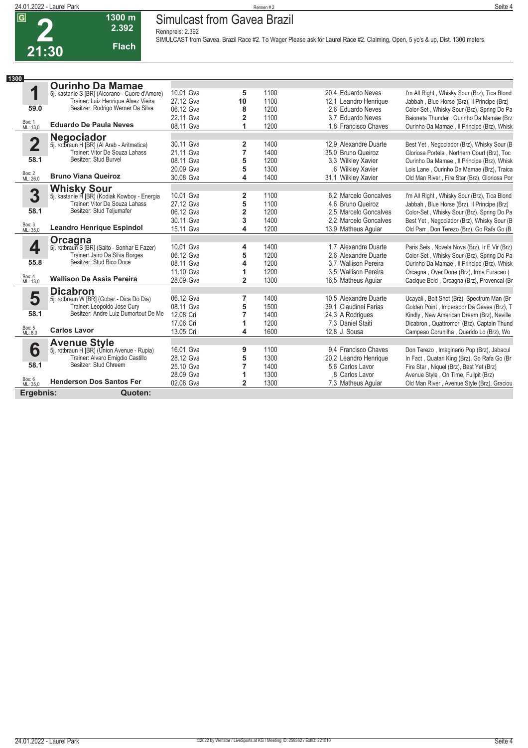# 2 — 21:30 — 1300 m — 2.392 — Flach

## Simulcast from Gavea Brazil

Rennpreis: 2.392

SIMULCAST from Gavea, Brazil Race #2. To Wager Please ask for Laurel Race #2. Claiming, Open, 5 yo's & up, Dist. 1300 meters.

**1300**

### 1 Ourinho Da Mamae
5j. kastanie S [BR] (Alcorano - Cuore d'Amore)
Trainer: Luiz Henrique Alvez Vieira
Besitzer: Rodrigo Werner Da Silva
59.0 — Box: 1 — ML: 13,0
**Eduardo De Paula Neves**

| Datum | Bahn | Platz | Distanz | Quote / Jockey | Einlauf |
|---|---|---|---|---|---|
| 10.01 | Gva | 5 | 1100 | 20,4 Eduardo Neves | I'm All Right , Whisky Sour (Brz), Tica Blond |
| 27.12 | Gva | 10 | 1100 | 12,1 Leandro Henrique | Jabbah , Blue Horse (Brz), Il Principe (Brz) |
| 06.12 | Gva | 8 | 1200 | 2,6 Eduardo Neves | Color-Set , Whisky Sour (Brz), Spring Do Pa |
| 22.11 | Gva | 2 | 1100 | 3,7 Eduardo Neves | Baioneta Thunder , Ourinho Da Mamae (Brz |
| 08.11 | Gva | 1 | 1200 | 1,8 Francisco Chaves | Ourinho Da Mamae , Il Principe (Brz), Whisk |

### 2 Negociador
5j. rotbraun H [BR] (Al Arab - Aritmetica)
Trainer: Vitor De Souza Lahass
Besitzer: Stud Burvel
58.1 — Box: 2 — ML: 26,0
**Bruno Viana Queiroz**

| Datum | Bahn | Platz | Distanz | Quote / Jockey | Einlauf |
|---|---|---|---|---|---|
| 30.11 | Gva | 2 | 1400 | 12,9 Alexandre Duarte | Best Yet , Negociador (Brz), Whisky Sour (B |
| 21.11 | Gva | 7 | 1400 | 35,0 Bruno Queiroz | Gloriosa Portela , Northern Court (Brz), Toc |
| 08.11 | Gva | 5 | 1200 | 3,3 Wilkley Xavier | Ourinho Da Mamae , Il Principe (Brz), Whisk |
| 20.09 | Gva | 5 | 1300 | ,6 Wilkley Xavier | Lois Lane , Ourinho Da Mamae (Brz), Traica |
| 30.08 | Gva | 4 | 1400 | 31,1 Wilkley Xavier | Old Man River , Fire Star (Brz), Gloriosa Por |

### 3 Whisky Sour
5j. kastanie H [BR] (Kodiak Kowboy - Energia
Trainer: Vitor De Souza Lahass
Besitzer: Stud Teljumafer
58.1 — Box: 3 — ML: 35,0
**Leandro Henrique Espindol**

| Datum | Bahn | Platz | Distanz | Quote / Jockey | Einlauf |
|---|---|---|---|---|---|
| 10.01 | Gva | 2 | 1100 | 6,2 Marcelo Goncalves | I'm All Right , Whisky Sour (Brz), Tica Blond |
| 27.12 | Gva | 5 | 1100 | 4,6 Bruno Queiroz | Jabbah , Blue Horse (Brz), Il Principe (Brz) |
| 06.12 | Gva | 2 | 1200 | 2,5 Marcelo Goncalves | Color-Set , Whisky Sour (Brz), Spring Do Pa |
| 30.11 | Gva | 3 | 1400 | 2,2 Marcelo Goncalves | Best Yet , Negociador (Brz), Whisky Sour (B |
| 15.11 | Gva | 4 | 1200 | 13,9 Matheus Aguiar | Old Parr , Don Terezo (Brz), Go Rafa Go (B |

### 4 Orcagna
5j. rotbraun S [BR] (Salto - Sonhar E Fazer)
Trainer: Jairo Da Silva Borges
Besitzer: Stud Bico Doce
55.8 — Box: 4 — ML: 13,0
**Wallison De Assis Pereira**

| Datum | Bahn | Platz | Distanz | Quote / Jockey | Einlauf |
|---|---|---|---|---|---|
| 10.01 | Gva | 4 | 1400 | 1,7 Alexandre Duarte | Paris Seis , Novela Nova (Brz), Ir E Vir (Brz) |
| 06.12 | Gva | 5 | 1200 | 2,6 Alexandre Duarte | Color-Set , Whisky Sour (Brz), Spring Do Pa |
| 08.11 | Gva | 4 | 1200 | 3,7 Wallison Pereira | Ourinho Da Mamae , Il Principe (Brz), Whisk |
| 11.10 | Gva | 1 | 1200 | 3,5 Wallison Pereira | Orcagna , Over Done (Brz), Irma Furacao ( |
| 28.09 | Gva | 2 | 1300 | 16,5 Matheus Aguiar | Cacique Bold , Orcagna (Brz), Provencal (Br |

### 5 Dicabron
5j. rotbraun W [BR] (Gober - Dica Do Dia)
Trainer: Leopoldo Jose Cury
Besitzer: Andre Luiz Dumortout De Me
58.1 — Box: 5 — ML: 8,0
**Carlos Lavor**

| Datum | Bahn | Platz | Distanz | Quote / Jockey | Einlauf |
|---|---|---|---|---|---|
| 06.12 | Gva | 7 | 1400 | 10,5 Alexandre Duarte | Ucayali , Bolt Shot (Brz), Spectrum Man (Br |
| 08.11 | Gva | 5 | 1500 | 39,1 Claudinei Farias | Golden Point , Imperador Da Gavea (Brz), T |
| 12.08 | Cri | 7 | 1400 | 24,3 A Rodrigues | Kindly , New American Dream (Brz), Neville |
| 17.06 | Cri | 1 | 1200 | 7,3 Daniel Staiti | Dicabron , Quattromori (Brz), Captain Thund |
| 13.05 | Cri | 4 | 1600 | 12,8 J. Sousa | Campeao Corunilha , Querido Lo (Brz), Wo |

### 6 Avenue Style
5j. rotbraun H [BR] (Union Avenue - Rupia)
Trainer: Alvaro Emigdio Castillo
Besitzer: Stud Chreem
58.1 — Box: 6 — ML: 35,0
**Henderson Dos Santos Fer**

| Datum | Bahn | Platz | Distanz | Quote / Jockey | Einlauf |
|---|---|---|---|---|---|
| 16.01 | Gva | 9 | 1100 | 9,4 Francisco Chaves | Don Terezo , Imaginario Pop (Brz), Jabacul |
| 28.12 | Gva | 5 | 1300 | 20,2 Leandro Henrique | In Fact , Quatari King (Brz), Go Rafa Go (Br |
| 25.10 | Gva | 7 | 1400 | 5,6 Carlos Lavor | Fire Star , Niquel (Brz), Best Yet (Brz) |
| 28.09 | Gva | 1 | 1300 | ,8 Carlos Lavor | Avenue Style , On Time, Fullpit (Brz) |
| 02.08 | Gva | 2 | 1300 | 7,3 Matheus Aguiar | Old Man River , Avenue Style (Brz), Graciou |

**Ergebnis:** **Quoten:**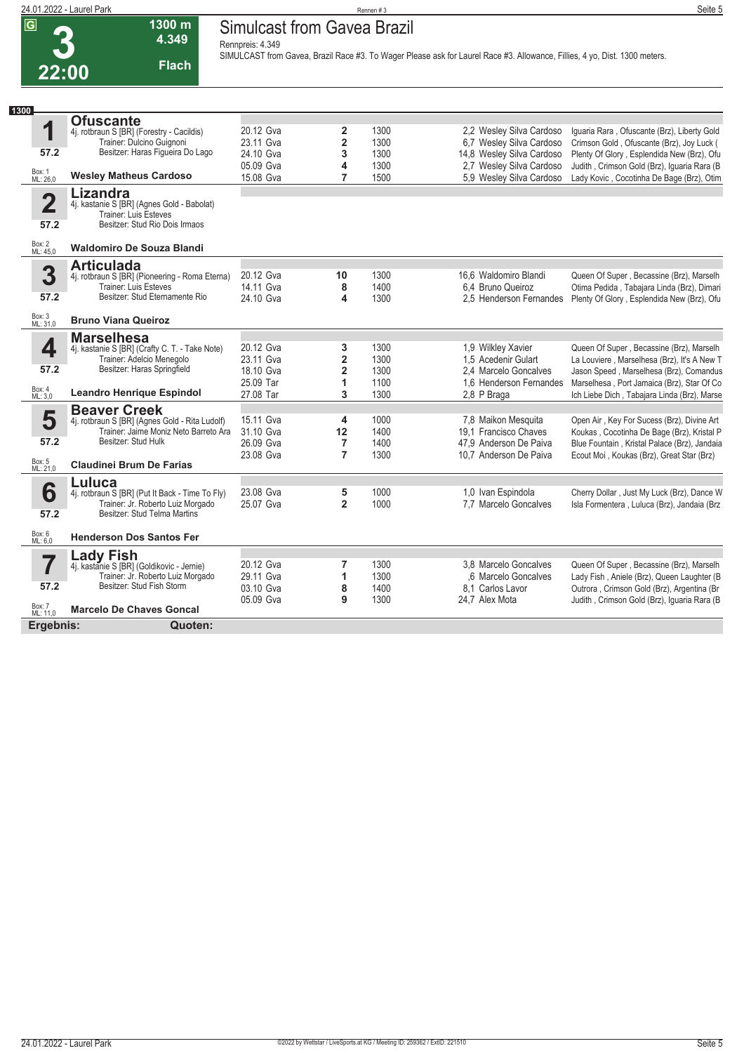# 3 — 22:00

**1300 m · 4.349 · Flach**

## Simulcast from Gavea Brazil

Rennpreis: 4.349

SIMULCAST from Gavea, Brazil Race #3. To Wager Please ask for Laurel Race #3. Allowance, Fillies, 4 yo, Dist. 1300 meters.

**1300**

### 1 Ofuscante
4j. rotbraun S [BR] (Forestry - Cacildis)
Trainer: Dulcino Guignoni
Besitzer: Haras Figueira Do Lago
57.2 — Box: 1 — ML: 26,0
**Wesley Matheus Cardoso**

| Datum | Ort | Platz | Distanz | Quote | Reiter | Einlauf |
|---|---|---|---|---|---|---|
| 20.12 | Gva | 2 | 1300 | 2,2 | Wesley Silva Cardoso | Iguaria Rara , Ofuscante (Brz), Liberty Gold |
| 23.11 | Gva | 2 | 1300 | 6,7 | Wesley Silva Cardoso | Crimson Gold , Ofuscante (Brz), Joy Luck ( |
| 24.10 | Gva | 3 | 1300 | 14,8 | Wesley Silva Cardoso | Plenty Of Glory , Esplendida New (Brz), Ofu |
| 05.09 | Gva | 4 | 1300 | 2,7 | Wesley Silva Cardoso | Judith , Crimson Gold (Brz), Iguaria Rara (B |
| 15.08 | Gva | 7 | 1500 | 5,9 | Wesley Silva Cardoso | Lady Kovic , Cocotinha De Bage (Brz), Otim |

### 2 Lizandra
4j. kastanie S [BR] (Agnes Gold - Babolat)
Trainer: Luis Esteves
Besitzer: Stud Rio Dois Irmaos
57.2 — Box: 2 — ML: 45,0
**Waldomiro De Souza Blandi**

### 3 Articulada
4j. rotbraun S [BR] (Pioneering - Roma Eterna)
Trainer: Luis Esteves
Besitzer: Stud Eternamente Rio
57.2 — Box: 3 — ML: 31,0
**Bruno Viana Queiroz**

| Datum | Ort | Platz | Distanz | Quote | Reiter | Einlauf |
|---|---|---|---|---|---|---|
| 20.12 | Gva | 10 | 1300 | 16,6 | Waldomiro Blandi | Queen Of Super , Becassine (Brz), Marselh |
| 14.11 | Gva | 8 | 1400 | 6,4 | Bruno Queiroz | Otima Pedida , Tabajara Linda (Brz), Dimari |
| 24.10 | Gva | 4 | 1300 | 2,5 | Henderson Fernandes | Plenty Of Glory , Esplendida New (Brz), Ofu |

### 4 Marselhesa
4j. kastanie S [BR] (Crafty C. T. - Take Note)
Trainer: Adelcio Menegolo
Besitzer: Haras Springfield
57.2 — Box: 4 — ML: 3,0
**Leandro Henrique Espindol**

| Datum | Ort | Platz | Distanz | Quote | Reiter | Einlauf |
|---|---|---|---|---|---|---|
| 20.12 | Gva | 3 | 1300 | 1,9 | Wilkley Xavier | Queen Of Super , Becassine (Brz), Marselh |
| 23.11 | Gva | 2 | 1300 | 1,5 | Acedenir Gulart | La Louviere , Marselhesa (Brz), It's A New T |
| 18.10 | Gva | 2 | 1300 | 2,4 | Marcelo Goncalves | Jason Speed , Marselhesa (Brz), Comandus |
| 25.09 | Tar | 1 | 1100 | 1,6 | Henderson Fernandes | Marselhesa , Port Jamaica (Brz), Star Of Co |
| 27.08 | Tar | 3 | 1300 | 2,8 | P Braga | Ich Liebe Dich , Tabajara Linda (Brz), Marse |

### 5 Beaver Creek
4j. rotbraun S [BR] (Agnes Gold - Rita Ludolf)
Trainer: Jaime Moniz Neto Barreto Ara
Besitzer: Stud Hulk
57.2 — Box: 5 — ML: 21,0
**Claudinei Brum De Farias**

| Datum | Ort | Platz | Distanz | Quote | Reiter | Einlauf |
|---|---|---|---|---|---|---|
| 15.11 | Gva | 4 | 1000 | 7,8 | Maikon Mesquita | Open Air , Key For Sucess (Brz), Divine Art |
| 31.10 | Gva | 12 | 1400 | 19,1 | Francisco Chaves | Koukas , Cocotinha De Bage (Brz), Kristal P |
| 26.09 | Gva | 7 | 1400 | 47,9 | Anderson De Paiva | Blue Fountain , Kristal Palace (Brz), Jandaia |
| 23.08 | Gva | 7 | 1300 | 10,7 | Anderson De Paiva | Ecout Moi , Koukas (Brz), Great Star (Brz) |

### 6 Luluca
4j. rotbraun S [BR] (Put It Back - Time To Fly)
Trainer: Jr. Roberto Luiz Morgado
Besitzer: Stud Telma Martins
57.2 — Box: 6 — ML: 6,0
**Henderson Dos Santos Fer**

| Datum | Ort | Platz | Distanz | Quote | Reiter | Einlauf |
|---|---|---|---|---|---|---|
| 23.08 | Gva | 5 | 1000 | 1,0 | Ivan Espindola | Cherry Dollar , Just My Luck (Brz), Dance W |
| 25.07 | Gva | 2 | 1000 | 7,7 | Marcelo Goncalves | Isla Formentera , Luluca (Brz), Jandaia (Brz |

### 7 Lady Fish
4j. kastanie S [BR] (Goldikovic - Jernie)
Trainer: Jr. Roberto Luiz Morgado
Besitzer: Stud Fish Storm
57.2 — Box: 7 — ML: 11,0
**Marcelo De Chaves Goncal**

| Datum | Ort | Platz | Distanz | Quote | Reiter | Einlauf |
|---|---|---|---|---|---|---|
| 20.12 | Gva | 7 | 1300 | 3,8 | Marcelo Goncalves | Queen Of Super , Becassine (Brz), Marselh |
| 29.11 | Gva | 1 | 1300 | ,6 | Marcelo Goncalves | Lady Fish , Aniele (Brz), Queen Laughter (B |
| 03.10 | Gva | 8 | 1400 | 8,1 | Carlos Lavor | Outrora , Crimson Gold (Brz), Argentina (Br |
| 05.09 | Gva | 9 | 1300 | 24,7 | Alex Mota | Judith , Crimson Gold (Brz), Iguaria Rara (B |

**Ergebnis:** **Quoten:**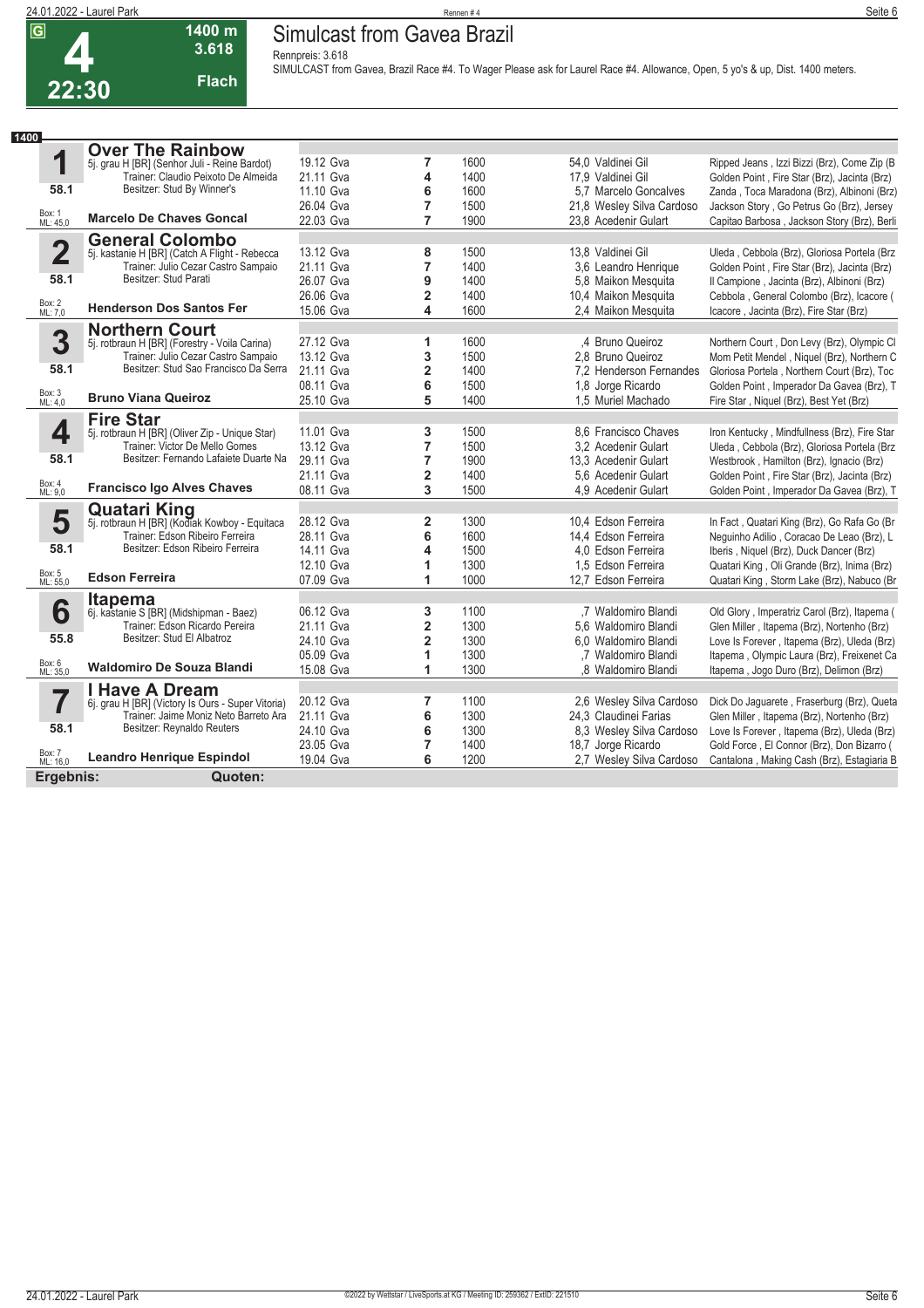G

# 4

**22:30**

**1400 m**
**3.618**
**Flach**

## Simulcast from Gavea Brazil

Rennpreis: 3.618

SIMULCAST from Gavea, Brazil Race #4. To Wager Please ask for Laurel Race #4. Allowance, Open, 5 yo's & up, Dist. 1400 meters.

**1400**

| Nr. | Pferd | Datum | Platz | Distanz | Quote / Reiter | Ergebnis |
|---|---|---|---|---|---|---|
| **1** | **Over The Rainbow** 5j. grau H [BR] (Senhor Juli - Reine Bardot) | 19.12 Gva | 7 | 1600 | 54,0 Valdinei Gil | Ripped Jeans , Izzi Bizzi (Brz), Come Zip (B |
| 58.1 | Trainer: Claudio Peixoto De Almeida | 21.11 Gva | 4 | 1400 | 17,9 Valdinei Gil | Golden Point , Fire Star (Brz), Jacinta (Brz) |
| | Besitzer: Stud By Winner's | 11.10 Gva | 6 | 1600 | 5,7 Marcelo Goncalves | Zanda , Toca Maradona (Brz), Albinoni (Brz) |
| Box: 1 ML: 45,0 | | 26.04 Gva | 7 | 1500 | 21,8 Wesley Silva Cardoso | Jackson Story , Go Petrus Go (Brz), Jersey |
| | **Marcelo De Chaves Goncal** | 22.03 Gva | 7 | 1900 | 23,8 Acedenir Gulart | Capitao Barbosa , Jackson Story (Brz), Berli |
| **2** | **General Colombo** 5j. kastanie H [BR] (Catch A Flight - Rebecca | 13.12 Gva | 8 | 1500 | 13,8 Valdinei Gil | Uleda , Cebbola (Brz), Gloriosa Portela (Brz |
| 58.1 | Trainer: Julio Cezar Castro Sampaio | 21.11 Gva | 7 | 1400 | 3,6 Leandro Henrique | Golden Point , Fire Star (Brz), Jacinta (Brz) |
| | Besitzer: Stud Parati | 26.07 Gva | 9 | 1400 | 5,8 Maikon Mesquita | Il Campione , Jacinta (Brz), Albinoni (Brz) |
| Box: 2 ML: 7,0 | | 26.06 Gva | 2 | 1400 | 10,4 Maikon Mesquita | Cebbola , General Colombo (Brz), Icacore ( |
| | **Henderson Dos Santos Fer** | 15.06 Gva | 4 | 1600 | 2,4 Maikon Mesquita | Icacore , Jacinta (Brz), Fire Star (Brz) |
| **3** | **Northern Court** 5j. rotbraun H [BR] (Forestry - Voila Carina) | 27.12 Gva | 1 | 1600 | ,4 Bruno Queiroz | Northern Court , Don Levy (Brz), Olympic Cl |
| 58.1 | Trainer: Julio Cezar Castro Sampaio | 13.12 Gva | 3 | 1500 | 2,8 Bruno Queiroz | Mom Petit Mendel , Niquel (Brz), Northern C |
| | Besitzer: Stud Sao Francisco Da Serra | 21.11 Gva | 2 | 1400 | 7,2 Henderson Fernandes | Gloriosa Portela , Northern Court (Brz), Toc |
| Box: 3 ML: 4,0 | | 08.11 Gva | 6 | 1500 | 1,8 Jorge Ricardo | Golden Point , Imperador Da Gavea (Brz), T |
| | **Bruno Viana Queiroz** | 25.10 Gva | 5 | 1400 | 1,5 Muriel Machado | Fire Star , Niquel (Brz), Best Yet (Brz) |
| **4** | **Fire Star** 5j. rotbraun H [BR] (Oliver Zip - Unique Star) | 11.01 Gva | 3 | 1500 | 8,6 Francisco Chaves | Iron Kentucky , Mindfullness (Brz), Fire Star |
| 58.1 | Trainer: Victor De Mello Gomes | 13.12 Gva | 7 | 1500 | 3,2 Acedenir Gulart | Uleda , Cebbola (Brz), Gloriosa Portela (Brz |
| | Besitzer: Fernando Lafaiete Duarte Na | 29.11 Gva | 7 | 1900 | 13,3 Acedenir Gulart | Westbrook , Hamilton (Brz), Ignacio (Brz) |
| Box: 4 ML: 9,0 | | 21.11 Gva | 2 | 1400 | 5,6 Acedenir Gulart | Golden Point , Fire Star (Brz), Jacinta (Brz) |
| | **Francisco Igo Alves Chaves** | 08.11 Gva | 3 | 1500 | 4,9 Acedenir Gulart | Golden Point , Imperador Da Gavea (Brz), T |
| **5** | **Quatari King** 5j. rotbraun H [BR] (Kodiak Kowboy - Equitaca | 28.12 Gva | 2 | 1300 | 10,4 Edson Ferreira | In Fact , Quatari King (Brz), Go Rafa Go (Br |
| 58.1 | Trainer: Edson Ribeiro Ferreira | 28.11 Gva | 6 | 1600 | 14,4 Edson Ferreira | Neguinho Adilio , Coracao De Leao (Brz), L |
| | Besitzer: Edson Ribeiro Ferreira | 14.11 Gva | 4 | 1500 | 4,0 Edson Ferreira | Iberis , Niquel (Brz), Duck Dancer (Brz) |
| Box: 5 ML: 55,0 | | 12.10 Gva | 1 | 1300 | 1,5 Edson Ferreira | Quatari King , Oli Grande (Brz), Inima (Brz) |
| | **Edson Ferreira** | 07.09 Gva | 1 | 1000 | 12,7 Edson Ferreira | Quatari King , Storm Lake (Brz), Nabuco (Br |
| **6** | **Itapema** 6j. kastanie S [BR] (Midshipman - Baez) | 06.12 Gva | 3 | 1100 | ,7 Waldomiro Blandi | Old Glory , Imperatriz Carol (Brz), Itapema ( |
| 55.8 | Trainer: Edson Ricardo Pereira | 21.11 Gva | 2 | 1300 | 5,6 Waldomiro Blandi | Glen Miller , Itapema (Brz), Nortenho (Brz) |
| | Besitzer: Stud El Albatroz | 24.10 Gva | 2 | 1300 | 6,0 Waldomiro Blandi | Love Is Forever , Itapema (Brz), Uleda (Brz) |
| Box: 6 ML: 35,0 | | 05.09 Gva | 1 | 1300 | ,7 Waldomiro Blandi | Itapema , Olympic Laura (Brz), Freixenet Ca |
| | **Waldomiro De Souza Blandi** | 15.08 Gva | 1 | 1300 | ,8 Waldomiro Blandi | Itapema , Jogo Duro (Brz), Delimon (Brz) |
| **7** | **I Have A Dream** 6j. grau H [BR] (Victory Is Ours - Super Vitoria) | 20.12 Gva | 7 | 1100 | 2,6 Wesley Silva Cardoso | Dick Do Jaguarete , Fraserburg (Brz), Queta |
| 58.1 | Trainer: Jaime Moniz Neto Barreto Ara | 21.11 Gva | 6 | 1300 | 24,3 Claudinei Farias | Glen Miller , Itapema (Brz), Nortenho (Brz) |
| | Besitzer: Reynaldo Reuters | 24.10 Gva | 6 | 1300 | 8,3 Wesley Silva Cardoso | Love Is Forever , Itapema (Brz), Uleda (Brz) |
| Box: 7 ML: 16,0 | | 23.05 Gva | 7 | 1400 | 18,7 Jorge Ricardo | Gold Force , El Connor (Brz), Don Bizarro ( |
| | **Leandro Henrique Espindol** | 19.04 Gva | 6 | 1200 | 2,7 Wesley Silva Cardoso | Cantalona , Making Cash (Brz), Estagiaria B |

**Ergebnis:** **Quoten:**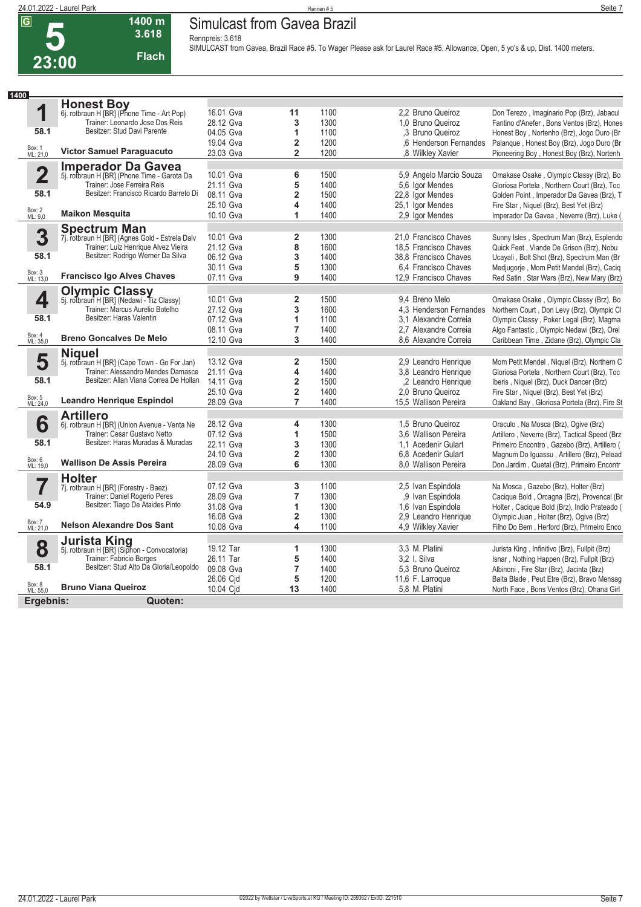# 5 — 23:00

**1400 m** | **3.618** | **Flach**

## Simulcast from Gavea Brazil

Rennpreis: 3.618

SIMULCAST from Gavea, Brazil Race #5. To Wager Please ask for Laurel Race #5. Allowance, Open, 5 yo's & up, Dist. 1400 meters.

**1400**

### 1 Honest Boy
6j. rotbraun H [BR] (Phone Time - Art Pop)
Trainer: Leonardo Jose Dos Reis
Besitzer: Stud Davi Parente
58.1
Box: 1 ML: 21,0
**Victor Samuel Paraguacuto**

| Datum | Platz | Distanz | Quote | Jockey | Einlauf |
|---|---|---|---|---|---|
| 16.01 Gva | 11 | 1100 | 2,2 | Bruno Queiroz | Don Terezo , Imaginario Pop (Brz), Jabacul |
| 28.12 Gva | 3 | 1300 | 1,0 | Bruno Queiroz | Fantino d'Anefer , Bons Ventos (Brz), Hones |
| 04.05 Gva | 1 | 1100 | ,3 | Bruno Queiroz | Honest Boy , Nortenho (Brz), Jogo Duro (Br |
| 19.04 Gva | 2 | 1200 | ,6 | Henderson Fernandes | Palanque , Honest Boy (Brz), Jogo Duro (Br |
| 23.03 Gva | 2 | 1200 | ,8 | Wilkley Xavier | Pioneering Boy , Honest Boy (Brz), Nortenh |

### 2 Imperador Da Gavea
5j. rotbraun H [BR] (Phone Time - Garota Da
Trainer: Jose Ferreira Reis
Besitzer: Francisco Ricardo Barreto Di
58.1
Box: 2 ML: 9,0
**Maikon Mesquita**

| Datum | Platz | Distanz | Quote | Jockey | Einlauf |
|---|---|---|---|---|---|
| 10.01 Gva | 6 | 1500 | 5,9 | Angelo Marcio Souza | Omakase Osake , Olympic Classy (Brz), Bo |
| 21.11 Gva | 5 | 1400 | 5,6 | Igor Mendes | Gloriosa Portela , Northern Court (Brz), Toc |
| 08.11 Gva | 2 | 1500 | 22,8 | Igor Mendes | Golden Point , Imperador Da Gavea (Brz), T |
| 25.10 Gva | 4 | 1400 | 25,1 | Igor Mendes | Fire Star , Niquel (Brz), Best Yet (Brz) |
| 10.10 Gva | 1 | 1400 | 2,9 | Igor Mendes | Imperador Da Gavea , Neverre (Brz), Luke ( |

### 3 Spectrum Man
7j. rotbraun H [BR] (Agnes Gold - Estrela Dalv
Trainer: Luiz Henrique Alvez Vieira
Besitzer: Rodrigo Werner Da Silva
58.1
Box: 3 ML: 13,0
**Francisco Igo Alves Chaves**

| Datum | Platz | Distanz | Quote | Jockey | Einlauf |
|---|---|---|---|---|---|
| 10.01 Gva | 2 | 1300 | 21,0 | Francisco Chaves | Sunny Isles , Spectrum Man (Brz), Esplendo |
| 21.12 Gva | 8 | 1600 | 18,5 | Francisco Chaves | Quick Feet , Viande De Grison (Brz), Nobu |
| 06.12 Gva | 3 | 1400 | 38,8 | Francisco Chaves | Ucayali , Bolt Shot (Brz), Spectrum Man (Br |
| 30.11 Gva | 5 | 1300 | 6,4 | Francisco Chaves | Medjugorje , Mom Petit Mendel (Brz), Caciq |
| 07.11 Gva | 9 | 1400 | 12,9 | Francisco Chaves | Red Satin , Star Wars (Brz), New Mary (Brz) |

### 4 Olympic Classy
5j. rotbraun H [BR] (Nedawi - Tiz Classy)
Trainer: Marcus Aurelio Botelho
Besitzer: Haras Valentin
58.1
Box: 4 ML: 35,0
**Breno Goncalves De Melo**

| Datum | Platz | Distanz | Quote | Jockey | Einlauf |
|---|---|---|---|---|---|
| 10.01 Gva | 2 | 1500 | 9,4 | Breno Melo | Omakase Osake , Olympic Classy (Brz), Bo |
| 27.12 Gva | 3 | 1600 | 4,3 | Henderson Fernandes | Northern Court , Don Levy (Brz), Olympic Cl |
| 07.12 Gva | 1 | 1100 | 3,1 | Alexandre Correia | Olympic Classy , Poker Legal (Brz), Magma |
| 08.11 Gva | 7 | 1400 | 2,7 | Alexandre Correia | Algo Fantastic , Olympic Nedawi (Brz), Orel |
| 12.10 Gva | 3 | 1400 | 8,6 | Alexandre Correia | Caribbean Time , Zidane (Brz), Olympic Cla |

### 5 Niquel
5j. rotbraun H [BR] (Cape Town - Go For Jan)
Trainer: Alessandro Mendes Damasce
Besitzer: Allan Viana Correa De Hollan
58.1
Box: 5 ML: 24,0
**Leandro Henrique Espindol**

| Datum | Platz | Distanz | Quote | Jockey | Einlauf |
|---|---|---|---|---|---|
| 13.12 Gva | 2 | 1500 | 2,9 | Leandro Henrique | Mom Petit Mendel , Niquel (Brz), Northern C |
| 21.11 Gva | 4 | 1400 | 3,8 | Leandro Henrique | Gloriosa Portela , Northern Court (Brz), Toc |
| 14.11 Gva | 2 | 1500 | ,2 | Leandro Henrique | Iberis , Niquel (Brz), Duck Dancer (Brz) |
| 25.10 Gva | 2 | 1400 | 2,0 | Bruno Queiroz | Fire Star , Niquel (Brz), Best Yet (Brz) |
| 28.09 Gva | 7 | 1400 | 15,5 | Wallison Pereira | Oakland Bay , Gloriosa Portela (Brz), Fire St |

### 6 Artillero
6j. rotbraun H [BR] (Union Avenue - Venta Ne
Trainer: Cesar Gustavo Netto
Besitzer: Haras Muradas & Muradas
58.1
Box: 6 ML: 19,0
**Wallison De Assis Pereira**

| Datum | Platz | Distanz | Quote | Jockey | Einlauf |
|---|---|---|---|---|---|
| 28.12 Gva | 4 | 1300 | 1,5 | Bruno Queiroz | Oraculo , Na Mosca (Brz), Ogive (Brz) |
| 07.12 Gva | 1 | 1500 | 3,6 | Wallison Pereira | Artillero , Neverre (Brz), Tactical Speed (Brz |
| 22.11 Gva | 3 | 1300 | 1,1 | Acedenir Gulart | Primeiro Encontro , Gazebo (Brz), Artillero ( |
| 24.10 Gva | 2 | 1300 | 6,8 | Acedenir Gulart | Magnum Do Iguassu , Artillero (Brz), Pelead |
| 28.09 Gva | 6 | 1300 | 8,0 | Wallison Pereira | Don Jardim , Quetal (Brz), Primeiro Encontr |

### 7 Holter
7j. rotbraun H [BR] (Forestry - Baez)
Trainer: Daniel Rogerio Peres
Besitzer: Tiago De Ataides Pinto
54.9
Box: 7 ML: 21,0
**Nelson Alexandre Dos Sant**

| Datum | Platz | Distanz | Quote | Jockey | Einlauf |
|---|---|---|---|---|---|
| 07.12 Gva | 3 | 1100 | 2,5 | Ivan Espindola | Na Mosca , Gazebo (Brz), Holter (Brz) |
| 28.09 Gva | 7 | 1300 | ,9 | Ivan Espindola | Cacique Bold , Orcagna (Brz), Provencal (Br |
| 31.08 Gva | 1 | 1300 | 1,6 | Ivan Espindola | Holter , Cacique Bold (Brz), Indio Prateado ( |
| 16.08 Gva | 2 | 1300 | 2,9 | Leandro Henrique | Olympic Juan , Holter (Brz), Ogive (Brz) |
| 10.08 Gva | 4 | 1100 | 4,9 | Wilkley Xavier | Filho Do Bem , Herford (Brz), Primeiro Enco |

### 8 Jurista King
5j. rotbraun H [BR] (Siphon - Convocatoria)
Trainer: Fabricio Borges
Besitzer: Stud Alto Da Gloria/Leopoldo
58.1
Box: 8 ML: 55,0
**Bruno Viana Queiroz**

| Datum | Platz | Distanz | Quote | Jockey | Einlauf |
|---|---|---|---|---|---|
| 19.12 Tar | 1 | 1300 | 3,3 | M. Platini | Jurista King , Infinitivo (Brz), Fullpit (Brz) |
| 26.11 Tar | 5 | 1400 | 3,2 | I. Silva | Isnar , Nothing Happen (Brz), Fullpit (Brz) |
| 09.08 Gva | 7 | 1400 | 5,3 | Bruno Queiroz | Albinoni , Fire Star (Brz), Jacinta (Brz) |
| 26.06 Cjd | 5 | 1200 | 11,6 | F. Larroque | Baita Blade , Peut Etre (Brz), Bravo Mensag |
| 10.04 Cjd | 13 | 1400 | 5,8 | M. Platini | North Face , Bons Ventos (Brz), Ohana Girl |

**Ergebnis:** **Quoten:**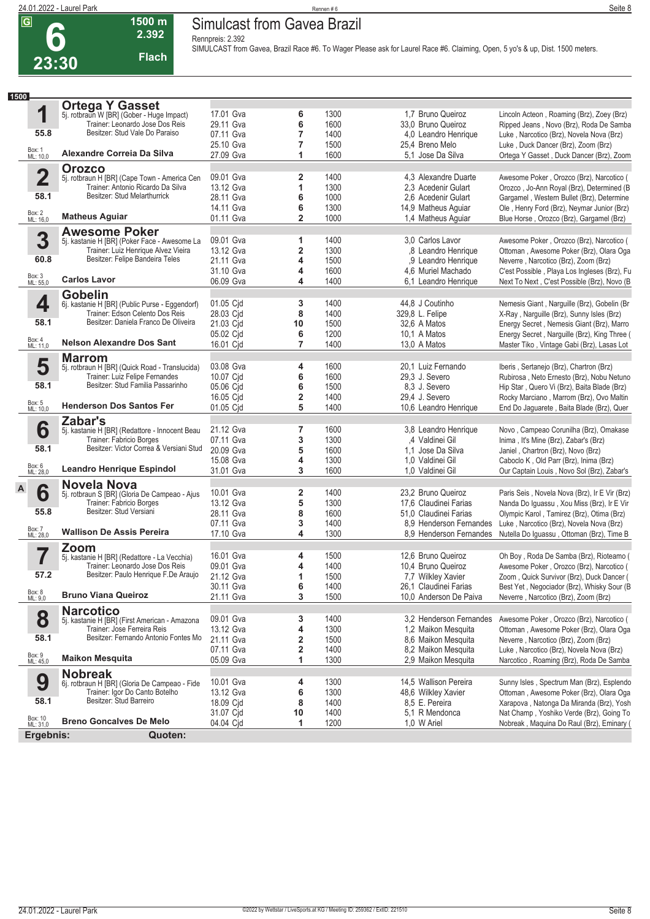# 6 — Simulcast from Gavea Brazil

**23:30** | **1500 m** | **2.392** | **Flach**

Rennpreis: 2.392

SIMULCAST from Gavea, Brazil Race #6. To Wager Please ask for Laurel Race #6. Claiming, Open, 5 yo's & up, Dist. 1500 meters.

**1500**

| Nr. | Pferd / Details | Datum | Bahn | Platz | Distanz | Quote / Reiter | Einlauf |
|---|---|---|---|---|---|---|---|
| **1** | **Ortega Y Gasset** 5j. rotbraun W [BR] (Gober - Huge Impact) | 17.01 | Gva | 6 | 1300 | 1,7 Bruno Queiroz | Lincoln Acteon , Roaming (Brz), Zoey (Brz) |
| 55.8 | Trainer: Leonardo Jose Dos Reis | 29.11 | Gva | 6 | 1600 | 33,0 Bruno Queiroz | Ripped Jeans , Novo (Brz), Roda De Samba |
| | Besitzer: Stud Vale Do Paraiso | 07.11 | Gva | 7 | 1400 | 4,0 Leandro Henrique | Luke , Narcotico (Brz), Novela Nova (Brz) |
| Box: 1 ML: 10,0 | | 25.10 | Gva | 7 | 1500 | 25,4 Breno Melo | Luke , Duck Dancer (Brz), Zoom (Brz) |
| | **Alexandre Correia Da Silva** | 27.09 | Gva | 1 | 1600 | 5,1 Jose Da Silva | Ortega Y Gasset , Duck Dancer (Brz), Zoom |
| **2** | **Orozco** 5j. rotbraun H [BR] (Cape Town - America Cen | 09.01 | Gva | 2 | 1400 | 4,3 Alexandre Duarte | Awesome Poker , Orozco (Brz), Narcotico ( |
| 58.1 | Trainer: Antonio Ricardo Da Silva | 13.12 | Gva | 1 | 1300 | 2,3 Acedenir Gulart | Orozco , Jo-Ann Royal (Brz), Determined (B |
| | Besitzer: Stud Melarthurrick | 28.11 | Gva | 6 | 1000 | 2,6 Acedenir Gulart | Gargamel , Western Bullet (Brz), Determine |
| Box: 2 ML: 16,0 | | 14.11 | Gva | 6 | 1300 | 14,9 Matheus Aguiar | Ole , Henry Ford (Brz), Neymar Junior (Brz) |
| | **Matheus Aguiar** | 01.11 | Gva | 2 | 1000 | 1,4 Matheus Aguiar | Blue Horse , Orozco (Brz), Gargamel (Brz) |
| **3** | **Awesome Poker** 5j. kastanie H [BR] (Poker Face - Awesome La | 09.01 | Gva | 1 | 1400 | 3,0 Carlos Lavor | Awesome Poker , Orozco (Brz), Narcotico ( |
| 60.8 | Trainer: Luiz Henrique Alvez Vieira | 13.12 | Gva | 2 | 1300 | ,8 Leandro Henrique | Ottoman , Awesome Poker (Brz), Olara Oga |
| | Besitzer: Felipe Bandeira Teles | 21.11 | Gva | 4 | 1500 | ,9 Leandro Henrique | Neverre , Narcotico (Brz), Zoom (Brz) |
| Box: 3 ML: 55,0 | | 31.10 | Gva | 4 | 1600 | 4,6 Muriel Machado | C'est Possible , Playa Los Ingleses (Brz), Fu |
| | **Carlos Lavor** | 06.09 | Gva | 4 | 1400 | 6,1 Leandro Henrique | Next To Next , C'est Possible (Brz), Novo (B |
| **4** | **Gobelin** 6j. kastanie H [BR] (Public Purse - Eggendorf) | 01.05 | Cjd | 3 | 1400 | 44,8 J Coutinho | Nemesis Giant , Narguille (Brz), Gobelin (Br |
| 58.1 | Trainer: Edson Celento Dos Reis | 28.03 | Cjd | 8 | 1400 | 329,8 L. Felipe | X-Ray , Narguille (Brz), Sunny Isles (Brz) |
| | Besitzer: Daniela Franco De Oliveira | 21.03 | Cjd | 10 | 1500 | 32,6 A Matos | Energy Secret , Nemesis Giant (Brz), Marro |
| Box: 4 ML: 11,0 | | 05.02 | Cjd | 6 | 1200 | 10,1 A Matos | Energy Secret , Narguille (Brz), King Three ( |
| | **Nelson Alexandre Dos Sant** | 16.01 | Cjd | 7 | 1400 | 13,0 A Matos | Master Tiko , Vintage Gabi (Brz), Lasas Lot |
| **5** | **Marrom** 5j. rotbraun H [BR] (Quick Road - Translucida) | 03.08 | Gva | 4 | 1600 | 20,1 Luiz Fernando | Iberis , Sertanejo (Brz), Chartron (Brz) |
| 58.1 | Trainer: Luiz Felipe Fernandes | 10.07 | Cjd | 6 | 1600 | 29,3 J. Severo | Rubirosa , Neto Ernesto (Brz), Nobu Netuno |
| | Besitzer: Stud Familia Passarinho | 05.06 | Cjd | 6 | 1500 | 8,3 J. Severo | Hip Star , Quero Vi (Brz), Baita Blade (Brz) |
| Box: 5 ML: 10,0 | | 16.05 | Cjd | 2 | 1400 | 29,4 J. Severo | Rocky Marciano , Marrom (Brz), Ovo Maltin |
| | **Henderson Dos Santos Fer** | 01.05 | Cjd | 5 | 1400 | 10,6 Leandro Henrique | End Do Jaguarete , Baita Blade (Brz), Quer |
| **6** | **Zabar's** 5j. kastanie H [BR] (Redattore - Innocent Beau | 21.12 | Gva | 7 | 1600 | 3,8 Leandro Henrique | Novo , Campeao Corunilha (Brz), Omakase |
| 58.1 | Trainer: Fabricio Borges | 07.11 | Gva | 3 | 1300 | ,4 Valdinei Gil | Inima , It's Mine (Brz), Zabar's (Brz) |
| | Besitzer: Victor Correa & Versiani Stud | 20.09 | Gva | 5 | 1600 | 1,1 Jose Da Silva | Janiel , Chartron (Brz), Novo (Brz) |
| Box: 6 ML: 28,0 | | 15.08 | Gva | 4 | 1300 | 1,0 Valdinei Gil | Caboclo K , Old Parr (Brz), Inima (Brz) |
| | **Leandro Henrique Espindol** | 31.01 | Gva | 3 | 1600 | 1,0 Valdinei Gil | Our Captain Louis , Novo Sol (Brz), Zabar's |
| **A 6** | **Novela Nova** 5j. rotbraun S [BR] (Gloria De Campeao - Ajus | 10.01 | Gva | 2 | 1400 | 23,2 Bruno Queiroz | Paris Seis , Novela Nova (Brz), Ir E Vir (Brz) |
| 55.8 | Trainer: Fabricio Borges | 13.12 | Gva | 5 | 1300 | 17,6 Claudinei Farias | Nanda Do Iguassu , Xou Miss (Brz), Ir E Vir |
| | Besitzer: Stud Versiani | 28.11 | Gva | 8 | 1600 | 51,0 Claudinei Farias | Olympic Karol , Tamirez (Brz), Otima (Brz) |
| Box: 7 ML: 28,0 | | 07.11 | Gva | 3 | 1400 | 8,9 Henderson Fernandes | Luke , Narcotico (Brz), Novela Nova (Brz) |
| | **Wallison De Assis Pereira** | 17.10 | Gva | 4 | 1300 | 8,9 Henderson Fernandes | Nutella Do Iguassu , Ottoman (Brz), Time B |
| **7** | **Zoom** 5j. kastanie H [BR] (Redattore - La Vecchia) | 16.01 | Gva | 4 | 1500 | 12,6 Bruno Queiroz | Oh Boy , Roda De Samba (Brz), Rioteamo ( |
| 57.2 | Trainer: Leonardo Jose Dos Reis | 09.01 | Gva | 4 | 1400 | 10,4 Bruno Queiroz | Awesome Poker , Orozco (Brz), Narcotico ( |
| | Besitzer: Paulo Henrique F.De Araujo | 21.12 | Gva | 1 | 1500 | 7,7 Wilkley Xavier | Zoom , Quick Survivor (Brz), Duck Dancer ( |
| Box: 8 ML: 9,0 | | 30.11 | Gva | 6 | 1400 | 26,1 Claudinei Farias | Best Yet , Negociador (Brz), Whisky Sour (B |
| | **Bruno Viana Queiroz** | 21.11 | Gva | 3 | 1500 | 10,0 Anderson De Paiva | Neverre , Narcotico (Brz), Zoom (Brz) |
| **8** | **Narcotico** 5j. kastanie H [BR] (First American - Amazona | 09.01 | Gva | 3 | 1400 | 3,2 Henderson Fernandes | Awesome Poker , Orozco (Brz), Narcotico ( |
| 58.1 | Trainer: Jose Ferreira Reis | 13.12 | Gva | 4 | 1300 | 1,2 Maikon Mesquita | Ottoman , Awesome Poker (Brz), Olara Oga |
| | Besitzer: Fernando Antonio Fontes Mo | 21.11 | Gva | 2 | 1500 | 8,6 Maikon Mesquita | Neverre , Narcotico (Brz), Zoom (Brz) |
| Box: 9 ML: 45,0 | | 07.11 | Gva | 2 | 1400 | 8,2 Maikon Mesquita | Luke , Narcotico (Brz), Novela Nova (Brz) |
| | **Maikon Mesquita** | 05.09 | Gva | 1 | 1300 | 2,9 Maikon Mesquita | Narcotico , Roaming (Brz), Roda De Samba |
| **9** | **Nobreak** 6j. rotbraun H [BR] (Gloria De Campeao - Fide | 10.01 | Gva | 4 | 1300 | 14,5 Wallison Pereira | Sunny Isles , Spectrum Man (Brz), Esplendo |
| 58.1 | Trainer: Igor Do Canto Botelho | 13.12 | Gva | 6 | 1300 | 48,6 Wilkley Xavier | Ottoman , Awesome Poker (Brz), Olara Oga |
| | Besitzer: Stud Barreiro | 18.09 | Cjd | 8 | 1400 | 8,5 E. Pereira | Xarapova , Natonga Da Miranda (Brz), Yosh |
| Box: 10 ML: 31,0 | | 31.07 | Cjd | 10 | 1400 | 5,1 R Mendonca | Nat Champ , Yoshiko Verde (Brz), Going To |
| | **Breno Goncalves De Melo** | 04.04 | Cjd | 1 | 1200 | 1,0 W Ariel | Nobreak , Maquina Do Raul (Brz), Eminary ( |

**Ergebnis:** **Quoten:**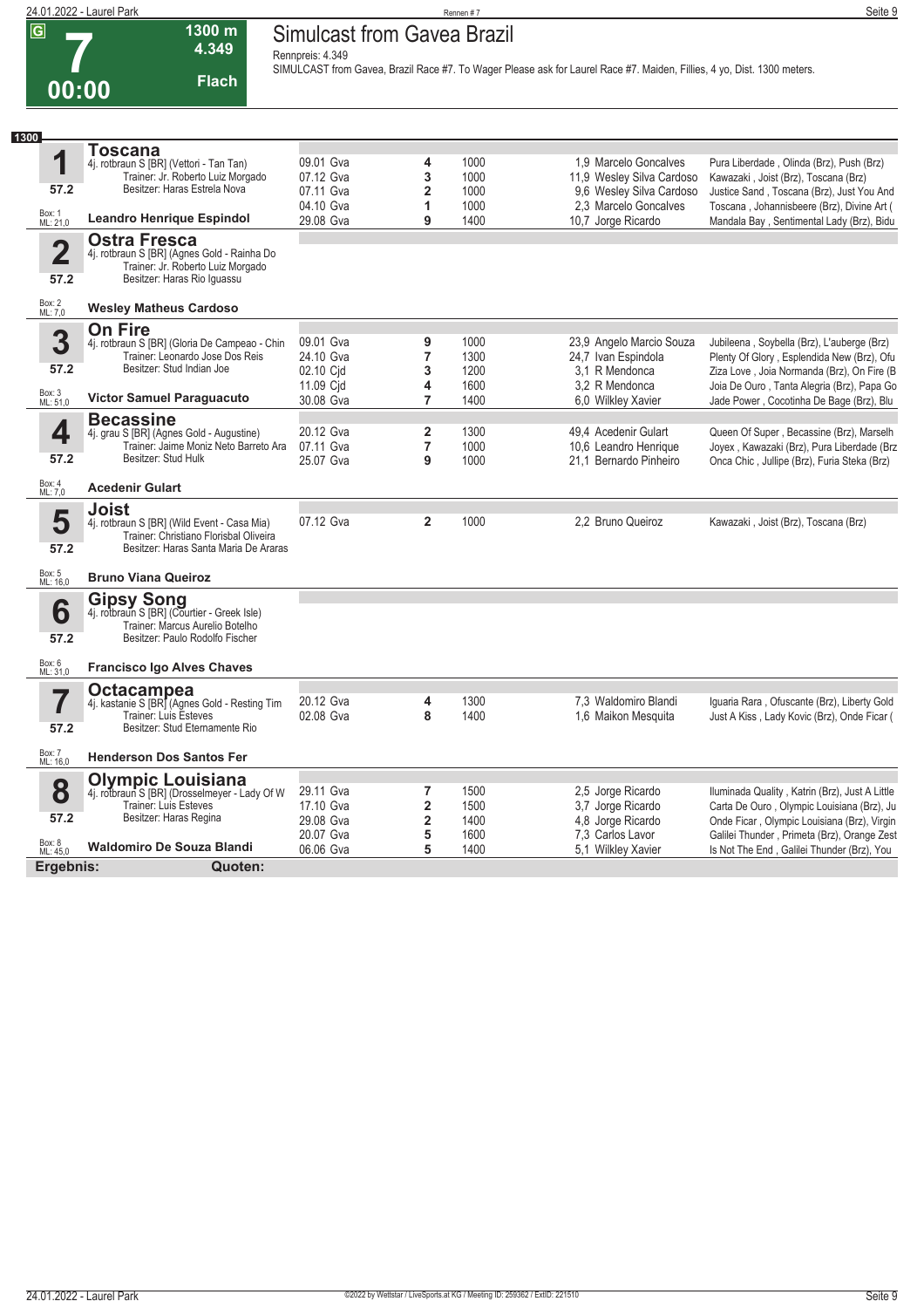# 7 — Simulcast from Gavea Brazil

**00:00** | **1300 m** | **4.349** | **Flach**

Rennpreis: 4.349

SIMULCAST from Gavea, Brazil Race #7. To Wager Please ask for Laurel Race #7. Maiden, Fillies, 4 yo, Dist. 1300 meters.

**1300**

## 1 Toscana
4j. rotbraun S [BR] (Vettori - Tan Tan)
Trainer: Jr. Roberto Luiz Morgado
Besitzer: Haras Estrela Nova
57.2 — Box: 1, ML: 21,0
**Leandro Henrique Espindol**

| Datum | Platz | Distanz | Quote / Jockey | Einlauf |
|---|---|---|---|---|
| 09.01 Gva | 4 | 1000 | 1,9 Marcelo Goncalves | Pura Liberdade , Olinda (Brz), Push (Brz) |
| 07.12 Gva | 3 | 1000 | 11,9 Wesley Silva Cardoso | Kawazaki , Joist (Brz), Toscana (Brz) |
| 07.11 Gva | 2 | 1000 | 9,6 Wesley Silva Cardoso | Justice Sand , Toscana (Brz), Just You And |
| 04.10 Gva | 1 | 1000 | 2,3 Marcelo Goncalves | Toscana , Johannisbeere (Brz), Divine Art ( |
| 29.08 Gva | 9 | 1400 | 10,7 Jorge Ricardo | Mandala Bay , Sentimental Lady (Brz), Bidu |

## 2 Ostra Fresca
4j. rotbraun S [BR] (Agnes Gold - Rainha Do
Trainer: Jr. Roberto Luiz Morgado
Besitzer: Haras Rio Iguassu
57.2 — Box: 2, ML: 7,0
**Wesley Matheus Cardoso**

## 3 On Fire
4j. rotbraun S [BR] (Gloria De Campeao - Chin
Trainer: Leonardo Jose Dos Reis
Besitzer: Stud Indian Joe
57.2 — Box: 3, ML: 51,0
**Victor Samuel Paraguacuto**

| Datum | Platz | Distanz | Quote / Jockey | Einlauf |
|---|---|---|---|---|
| 09.01 Gva | 9 | 1000 | 23,9 Angelo Marcio Souza | Jubileena , Soybella (Brz), L'auberge (Brz) |
| 24.10 Gva | 7 | 1300 | 24,7 Ivan Espindola | Plenty Of Glory , Esplendida New (Brz), Ofu |
| 02.10 Cjd | 3 | 1200 | 3,1 R Mendonca | Ziza Love , Joia Normanda (Brz), On Fire (B |
| 11.09 Cjd | 4 | 1600 | 3,2 R Mendonca | Joia De Ouro , Tanta Alegria (Brz), Papa Go |
| 30.08 Gva | 7 | 1400 | 6,0 Wilkley Xavier | Jade Power , Cocotinha De Bage (Brz), Blu |

## 4 Becassine
4j. grau S [BR] (Agnes Gold - Augustine)
Trainer: Jaime Moniz Neto Barreto Ara
Besitzer: Stud Hulk
57.2 — Box: 4, ML: 7,0
**Acedenir Gulart**

| Datum | Platz | Distanz | Quote / Jockey | Einlauf |
|---|---|---|---|---|
| 20.12 Gva | 2 | 1300 | 49,4 Acedenir Gulart | Queen Of Super , Becassine (Brz), Marselh |
| 07.11 Gva | 7 | 1000 | 10,6 Leandro Henrique | Joyex , Kawazaki (Brz), Pura Liberdade (Brz |
| 25.07 Gva | 9 | 1000 | 21,1 Bernardo Pinheiro | Onca Chic , Jullipe (Brz), Furia Steka (Brz) |

## 5 Joist
4j. rotbraun S [BR] (Wild Event - Casa Mia)
Trainer: Christiano Florisbal Oliveira
Besitzer: Haras Santa Maria De Araras
57.2 — Box: 5, ML: 16,0
**Bruno Viana Queiroz**

| Datum | Platz | Distanz | Quote / Jockey | Einlauf |
|---|---|---|---|---|
| 07.12 Gva | 2 | 1000 | 2,2 Bruno Queiroz | Kawazaki , Joist (Brz), Toscana (Brz) |

## 6 Gipsy Song
4j. rotbraun S [BR] (Courtier - Greek Isle)
Trainer: Marcus Aurelio Botelho
Besitzer: Paulo Rodolfo Fischer
57.2 — Box: 6, ML: 31,0
**Francisco Igo Alves Chaves**

## 7 Octacampea
4j. kastanie S [BR] (Agnes Gold - Resting Tim
Trainer: Luis Esteves
Besitzer: Stud Eternamente Rio
57.2 — Box: 7, ML: 16,0
**Henderson Dos Santos Fer**

| Datum | Platz | Distanz | Quote / Jockey | Einlauf |
|---|---|---|---|---|
| 20.12 Gva | 4 | 1300 | 7,3 Waldomiro Blandi | Iguaria Rara , Ofuscante (Brz), Liberty Gold |
| 02.08 Gva | 8 | 1400 | 1,6 Maikon Mesquita | Just A Kiss , Lady Kovic (Brz), Onde Ficar ( |

## 8 Olympic Louisiana
4j. rotbraun S [BR] (Drosselmeyer - Lady Of W
Trainer: Luis Esteves
Besitzer: Haras Regina
57.2 — Box: 8, ML: 45,0
**Waldomiro De Souza Blandi**

| Datum | Platz | Distanz | Quote / Jockey | Einlauf |
|---|---|---|---|---|
| 29.11 Gva | 7 | 1500 | 2,5 Jorge Ricardo | Iluminada Quality , Katrin (Brz), Just A Little |
| 17.10 Gva | 2 | 1500 | 3,7 Jorge Ricardo | Carta De Ouro , Olympic Louisiana (Brz), Ju |
| 29.08 Gva | 2 | 1400 | 4,8 Jorge Ricardo | Onde Ficar , Olympic Louisiana (Brz), Virgin |
| 20.07 Gva | 5 | 1600 | 7,3 Carlos Lavor | Galilei Thunder , Primeta (Brz), Orange Zest |
| 06.06 Gva | 5 | 1400 | 5,1 Wilkley Xavier | Is Not The End , Galilei Thunder (Brz), You |

**Ergebnis:** **Quoten:**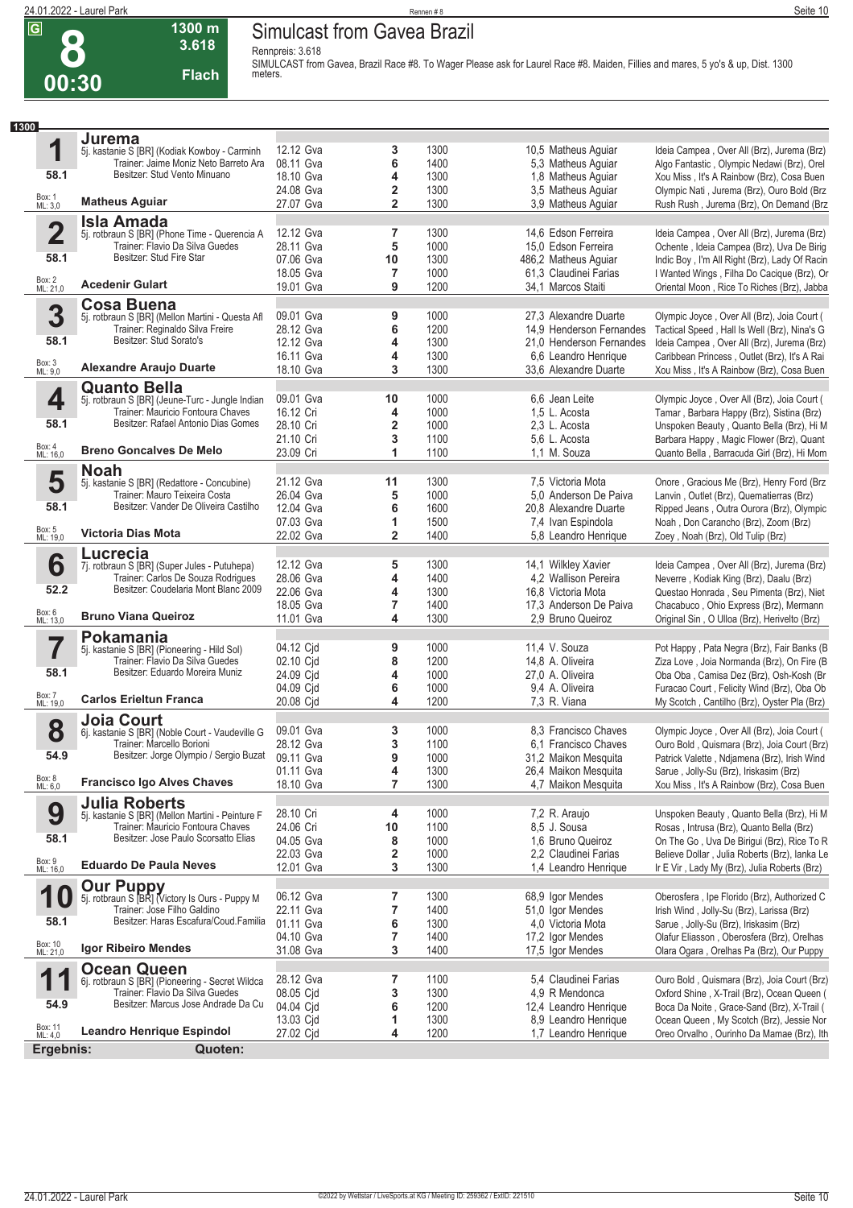G

# 8

00:30

1300 m
3.618
Flach

## Simulcast from Gavea Brazil

Rennpreis: 3.618

SIMULCAST from Gavea, Brazil Race #8. To Wager Please ask for Laurel Race #8. Maiden, Fillies and mares, 5 yo's & up, Dist. 1300 meters.

1300

| Nr. | Pferd | Datum | Platz | Distanz | Quote / Jockey | Ergebnis |
|---|---|---|---|---|---|---|
| **1** | **Jurema** 5j. kastanie S [BR] (Kodiak Kowboy - Carminh Trainer: Jaime Moniz Neto Barreto Ara Besitzer: Stud Vento Minuano | 12.12 Gva | 3 | 1300 | 10,5 Matheus Aguiar | Ideia Campea , Over All (Brz), Jurema (Brz) |
| 58.1 | | 08.11 Gva | 6 | 1400 | 5,3 Matheus Aguiar | Algo Fantastic , Olympic Nedawi (Brz), Orel |
| Box: 1 ML: 3,0 | | 18.10 Gva | 4 | 1300 | 1,8 Matheus Aguiar | Xou Miss , It's A Rainbow (Brz), Cosa Buen |
| | **Matheus Aguiar** | 24.08 Gva | 2 | 1300 | 3,5 Matheus Aguiar | Olympic Nati , Jurema (Brz), Ouro Bold (Brz |
| | | 27.07 Gva | 2 | 1300 | 3,9 Matheus Aguiar | Rush Rush , Jurema (Brz), On Demand (Brz |
| **2** | **Isla Amada** 5j. rotbraun S [BR] (Phone Time - Querencia A Trainer: Flavio Da Silva Guedes Besitzer: Stud Fire Star | 12.12 Gva | 7 | 1300 | 14,6 Edson Ferreira | Ideia Campea , Over All (Brz), Jurema (Brz) |
| 58.1 | | 28.11 Gva | 5 | 1000 | 15,0 Edson Ferreira | Ochente , Ideia Campea (Brz), Uva De Birig |
| Box: 2 ML: 21,0 | | 07.06 Gva | 10 | 1300 | 486,2 Matheus Aguiar | Indic Boy , I'm All Right (Brz), Lady Of Racin |
| | **Acedenir Gulart** | 18.05 Gva | 7 | 1000 | 61,3 Claudinei Farias | I Wanted Wings , Filha Do Cacique (Brz), Or |
| | | 19.01 Gva | 9 | 1200 | 34,1 Marcos Staiti | Oriental Moon , Rice To Riches (Brz), Jabba |
| **3** | **Cosa Buena** 5j. rotbraun S [BR] (Mellon Martini - Questa Afl Trainer: Reginaldo Silva Freire Besitzer: Stud Sorato's | 09.01 Gva | 9 | 1000 | 27,3 Alexandre Duarte | Olympic Joyce , Over All (Brz), Joia Court ( |
| 58.1 | | 28.12 Gva | 6 | 1200 | 14,9 Henderson Fernandes | Tactical Speed , Hall Is Well (Brz), Nina's G |
| Box: 3 ML: 9,0 | | 12.12 Gva | 4 | 1300 | 21,0 Henderson Fernandes | Ideia Campea , Over All (Brz), Jurema (Brz) |
| | **Alexandre Araujo Duarte** | 16.11 Gva | 4 | 1300 | 6,6 Leandro Henrique | Caribbean Princess , Outlet (Brz), It's A Rai |
| | | 18.10 Gva | 3 | 1300 | 33,6 Alexandre Duarte | Xou Miss , It's A Rainbow (Brz), Cosa Buen |
| **4** | **Quanto Bella** 5j. rotbraun S [BR] (Jeune-Turc - Jungle Indian Trainer: Mauricio Fontoura Chaves Besitzer: Rafael Antonio Dias Gomes | 09.01 Gva | 10 | 1000 | 6,6 Jean Leite | Olympic Joyce , Over All (Brz), Joia Court ( |
| 58.1 | | 16.12 Cri | 4 | 1000 | 1,5 L. Acosta | Tamar , Barbara Happy (Brz), Sistina (Brz) |
| Box: 4 ML: 16,0 | | 28.10 Cri | 2 | 1000 | 2,3 L. Acosta | Unspoken Beauty , Quanto Bella (Brz), Hi M |
| | **Breno Goncalves De Melo** | 21.10 Cri | 3 | 1100 | 5,6 L. Acosta | Barbara Happy , Magic Flower (Brz), Quant |
| | | 23.09 Cri | 1 | 1100 | 1,1 M. Souza | Quanto Bella , Barracuda Girl (Brz), Hi Mom |
| **5** | **Noah** 5j. kastanie S [BR] (Redattore - Concubine) Trainer: Mauro Teixeira Costa Besitzer: Vander De Oliveira Castilho | 21.12 Gva | 11 | 1300 | 7,5 Victoria Mota | Onore , Gracious Me (Brz), Henry Ford (Brz |
| 58.1 | | 26.04 Gva | 5 | 1000 | 5,0 Anderson De Paiva | Lanvin , Outlet (Brz), Quematierras (Brz) |
| Box: 5 ML: 19,0 | | 12.04 Gva | 6 | 1600 | 20,8 Alexandre Duarte | Ripped Jeans , Outra Ourora (Brz), Olympic |
| | **Victoria Dias Mota** | 07.03 Gva | 1 | 1500 | 7,4 Ivan Espindola | Noah , Don Carancho (Brz), Zoom (Brz) |
| | | 22.02 Gva | 2 | 1400 | 5,8 Leandro Henrique | Zoey , Noah (Brz), Old Tulip (Brz) |
| **6** | **Lucrecia** 7j. rotbraun S [BR] (Super Jules - Putuhepa) Trainer: Carlos De Souza Rodrigues Besitzer: Coudelaria Mont Blanc 2009 | 12.12 Gva | 5 | 1300 | 14,1 Wilkley Xavier | Ideia Campea , Over All (Brz), Jurema (Brz) |
| 52.2 | | 28.06 Gva | 4 | 1400 | 4,2 Wallison Pereira | Neverre , Kodiak King (Brz), Daalu (Brz) |
| Box: 6 ML: 13,0 | | 22.06 Gva | 4 | 1300 | 16,8 Victoria Mota | Questao Honrada , Seu Pimenta (Brz), Niet |
| | **Bruno Viana Queiroz** | 18.05 Gva | 7 | 1400 | 17,3 Anderson De Paiva | Chacabuco , Ohio Express (Brz), Mermann |
| | | 11.01 Gva | 4 | 1300 | 2,9 Bruno Queiroz | Original Sin , O Ulloa (Brz), Herivelto (Brz) |
| **7** | **Pokamania** 5j. kastanie S [BR] (Pioneering - Hild Sol) Trainer: Flavio Da Silva Guedes Besitzer: Eduardo Moreira Muniz | 04.12 Cjd | 9 | 1000 | 11,4 V. Souza | Pot Happy , Pata Negra (Brz), Fair Banks (B |
| 58.1 | | 02.10 Cjd | 8 | 1200 | 14,8 A. Oliveira | Ziza Love , Joia Normanda (Brz), On Fire (B |
| Box: 7 ML: 19,0 | | 24.09 Cjd | 4 | 1000 | 27,0 A. Oliveira | Oba Oba , Camisa Dez (Brz), Osh-Kosh (Br |
| | **Carlos Erieltun Franca** | 04.09 Cjd | 6 | 1000 | 9,4 A. Oliveira | Furacao Court , Felicity Wind (Brz), Oba Ob |
| | | 20.08 Cjd | 4 | 1200 | 7,3 R. Viana | My Scotch , Cantilho (Brz), Oyster Pla (Brz) |
| **8** | **Joia Court** 6j. kastanie S [BR] (Noble Court - Vaudeville G Trainer: Marcello Borioni Besitzer: Jorge Olympio / Sergio Buzat | 09.01 Gva | 3 | 1000 | 8,3 Francisco Chaves | Olympic Joyce , Over All (Brz), Joia Court ( |
| 54.9 | | 28.12 Gva | 3 | 1100 | 6,1 Francisco Chaves | Ouro Bold , Quismara (Brz), Joia Court (Brz) |
| Box: 8 ML: 6,0 | | 09.11 Gva | 9 | 1000 | 31,2 Maikon Mesquita | Patrick Valette , Ndjamena (Brz), Irish Wind |
| | **Francisco Igo Alves Chaves** | 01.11 Gva | 4 | 1300 | 26,4 Maikon Mesquita | Sarue , Jolly-Su (Brz), Iriskasim (Brz) |
| | | 18.10 Gva | 7 | 1300 | 4,7 Maikon Mesquita | Xou Miss , It's A Rainbow (Brz), Cosa Buen |
| **9** | **Julia Roberts** 5j. kastanie S [BR] (Mellon Martini - Peinture F Trainer: Mauricio Fontoura Chaves Besitzer: Jose Paulo Scorsatto Elias | 28.10 Cri | 4 | 1000 | 7,2 R. Araujo | Unspoken Beauty , Quanto Bella (Brz), Hi M |
| 58.1 | | 24.06 Cri | 10 | 1100 | 8,5 J. Sousa | Rosas , Intrusa (Brz), Quanto Bella (Brz) |
| Box: 9 ML: 16,0 | | 04.05 Gva | 8 | 1000 | 1,6 Bruno Queiroz | On The Go , Uva De Birigui (Brz), Rice To R |
| | **Eduardo De Paula Neves** | 22.03 Gva | 2 | 1000 | 2,2 Claudinei Farias | Believe Dollar , Julia Roberts (Brz), Ianka Le |
| | | 12.01 Gva | 3 | 1300 | 1,4 Leandro Henrique | Ir E Vir , Lady My (Brz), Julia Roberts (Brz) |
| **10** | **Our Puppy** 5j. rotbraun S [BR] (Victory Is Ours - Puppy M Trainer: Jose Filho Galdino Besitzer: Haras Escafura/Coud.Familia | 06.12 Gva | 7 | 1300 | 68,9 Igor Mendes | Oberosfera , Ipe Florido (Brz), Authorized C |
| 58.1 | | 22.11 Gva | 7 | 1400 | 51,0 Igor Mendes | Irish Wind , Jolly-Su (Brz), Larissa (Brz) |
| Box: 10 ML: 21,0 | | 01.11 Gva | 6 | 1300 | 4,0 Victoria Mota | Sarue , Jolly-Su (Brz), Iriskasim (Brz) |
| | **Igor Ribeiro Mendes** | 04.10 Gva | 7 | 1400 | 17,2 Igor Mendes | Olafur Eliasson , Oberosfera (Brz), Orelhas |
| | | 31.08 Gva | 3 | 1400 | 17,5 Igor Mendes | Olara Ogara , Orelhas Pa (Brz), Our Puppy |
| **11** | **Ocean Queen** 6j. rotbraun S [BR] (Pioneering - Secret Wildca Trainer: Flavio Da Silva Guedes Besitzer: Marcus Jose Andrade Da Cu | 28.12 Gva | 7 | 1100 | 5,4 Claudinei Farias | Ouro Bold , Quismara (Brz), Joia Court (Brz) |
| 54.9 | | 08.05 Cjd | 3 | 1300 | 4,9 R Mendonca | Oxford Shine , X-Trail (Brz), Ocean Queen ( |
| Box: 11 ML: 4,0 | | 04.04 Cjd | 6 | 1200 | 12,4 Leandro Henrique | Boca Da Noite , Grace-Sand (Brz), X-Trail ( |
| | **Leandro Henrique Espindol** | 13.03 Cjd | 1 | 1300 | 8,9 Leandro Henrique | Ocean Queen , My Scotch (Brz), Jessie Nor |
| | | 27.02 Cjd | 4 | 1200 | 1,7 Leandro Henrique | Oreo Orvalho , Ourinho Da Mamae (Brz), Ith |

**Ergebnis:** **Quoten:**